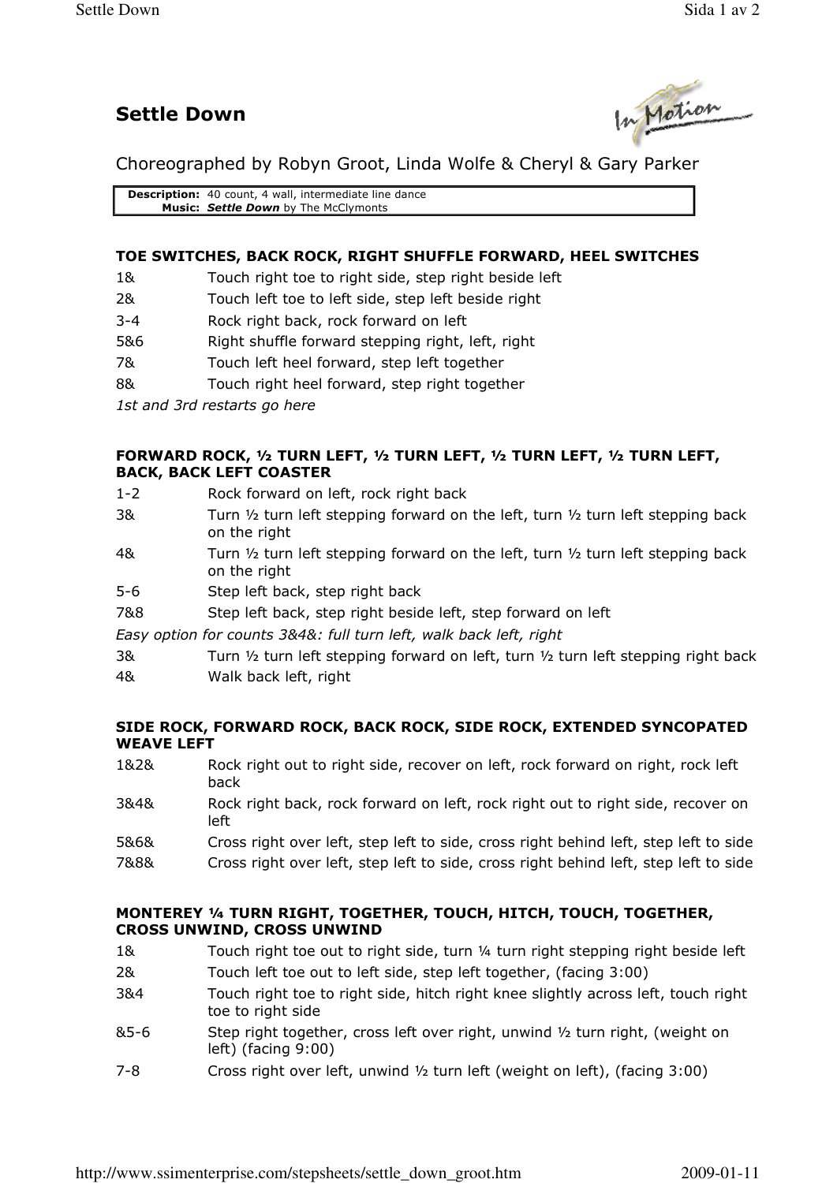# Settle Down

Choreographed by Robyn Groot, Linda Wolfe & Cheryl & Gary Parker

| | |
|---|---|
| **Description:** | 40 count, 4 wall, intermediate line dance |
| **Music:** | ***Settle Down*** by The McClymonts |

### TOE SWITCHES, BACK ROCK, RIGHT SHUFFLE FORWARD, HEEL SWITCHES

| | |
|---|---|
| 1& | Touch right toe to right side, step right beside left |
| 2& | Touch left toe to left side, step left beside right |
| 3-4 | Rock right back, rock forward on left |
| 5&6 | Right shuffle forward stepping right, left, right |
| 7& | Touch left heel forward, step left together |
| 8& | Touch right heel forward, step right together |

*1st and 3rd restarts go here*

### FORWARD ROCK, ½ TURN LEFT, ½ TURN LEFT, ½ TURN LEFT, ½ TURN LEFT, BACK, BACK LEFT COASTER

| | |
|---|---|
| 1-2 | Rock forward on left, rock right back |
| 3& | Turn ½ turn left stepping forward on the left, turn ½ turn left stepping back on the right |
| 4& | Turn ½ turn left stepping forward on the left, turn ½ turn left stepping back on the right |
| 5-6 | Step left back, step right back |
| 7&8 | Step left back, step right beside left, step forward on left |

*Easy option for counts 3&4&: full turn left, walk back left, right*

| | |
|---|---|
| 3& | Turn ½ turn left stepping forward on left, turn ½ turn left stepping right back |
| 4& | Walk back left, right |

### SIDE ROCK, FORWARD ROCK, BACK ROCK, SIDE ROCK, EXTENDED SYNCOPATED WEAVE LEFT

| | |
|---|---|
| 1&2& | Rock right out to right side, recover on left, rock forward on right, rock left back |
| 3&4& | Rock right back, rock forward on left, rock right out to right side, recover on left |
| 5&6& | Cross right over left, step left to side, cross right behind left, step left to side |
| 7&8& | Cross right over left, step left to side, cross right behind left, step left to side |

### MONTEREY ¼ TURN RIGHT, TOGETHER, TOUCH, HITCH, TOUCH, TOGETHER, CROSS UNWIND, CROSS UNWIND

| | |
|---|---|
| 1& | Touch right toe out to right side, turn ¼ turn right stepping right beside left |
| 2& | Touch left toe out to left side, step left together, (facing 3:00) |
| 3&4 | Touch right toe to right side, hitch right knee slightly across left, touch right toe to right side |
| &5-6 | Step right together, cross left over right, unwind ½ turn right, (weight on left) (facing 9:00) |
| 7-8 | Cross right over left, unwind ½ turn left (weight on left), (facing 3:00) |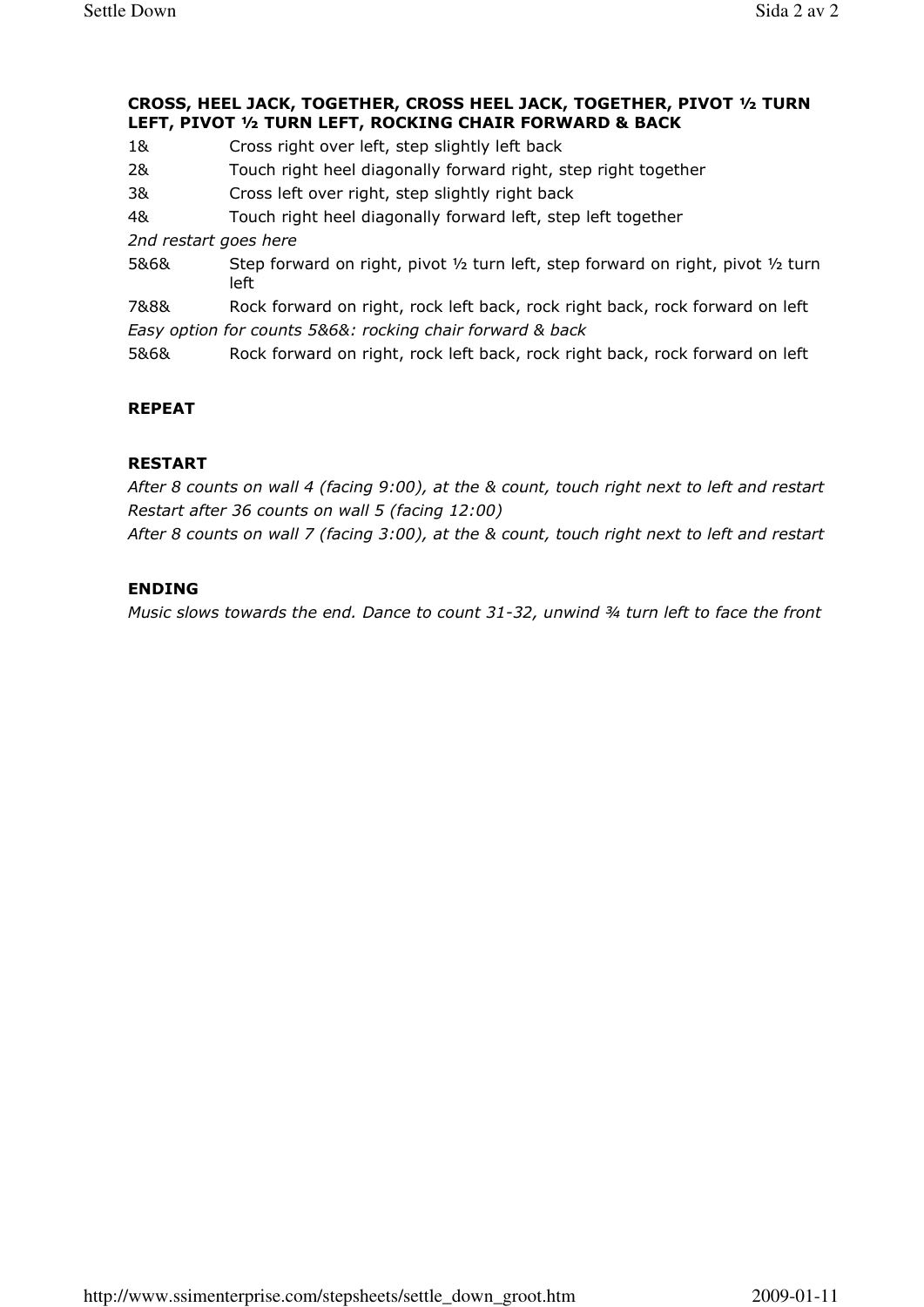**CROSS, HEEL JACK, TOGETHER, CROSS HEEL JACK, TOGETHER, PIVOT ½ TURN LEFT, PIVOT ½ TURN LEFT, ROCKING CHAIR FORWARD & BACK**

| | |
|---|---|
| 1& | Cross right over left, step slightly left back |
| 2& | Touch right heel diagonally forward right, step right together |
| 3& | Cross left over right, step slightly right back |
| 4& | Touch right heel diagonally forward left, step left together |
| *2nd restart goes here* | |
| 5&6& | Step forward on right, pivot ½ turn left, step forward on right, pivot ½ turn left |
| 7&8& | Rock forward on right, rock left back, rock right back, rock forward on left |
| *Easy option for counts 5&6&: rocking chair forward & back* | |
| 5&6& | Rock forward on right, rock left back, rock right back, rock forward on left |

**REPEAT**

**RESTART**

*After 8 counts on wall 4 (facing 9:00), at the & count, touch right next to left and restart*
*Restart after 36 counts on wall 5 (facing 12:00)*
*After 8 counts on wall 7 (facing 3:00), at the & count, touch right next to left and restart*

**ENDING**

*Music slows towards the end. Dance to count 31-32, unwind ¾ turn left to face the front*